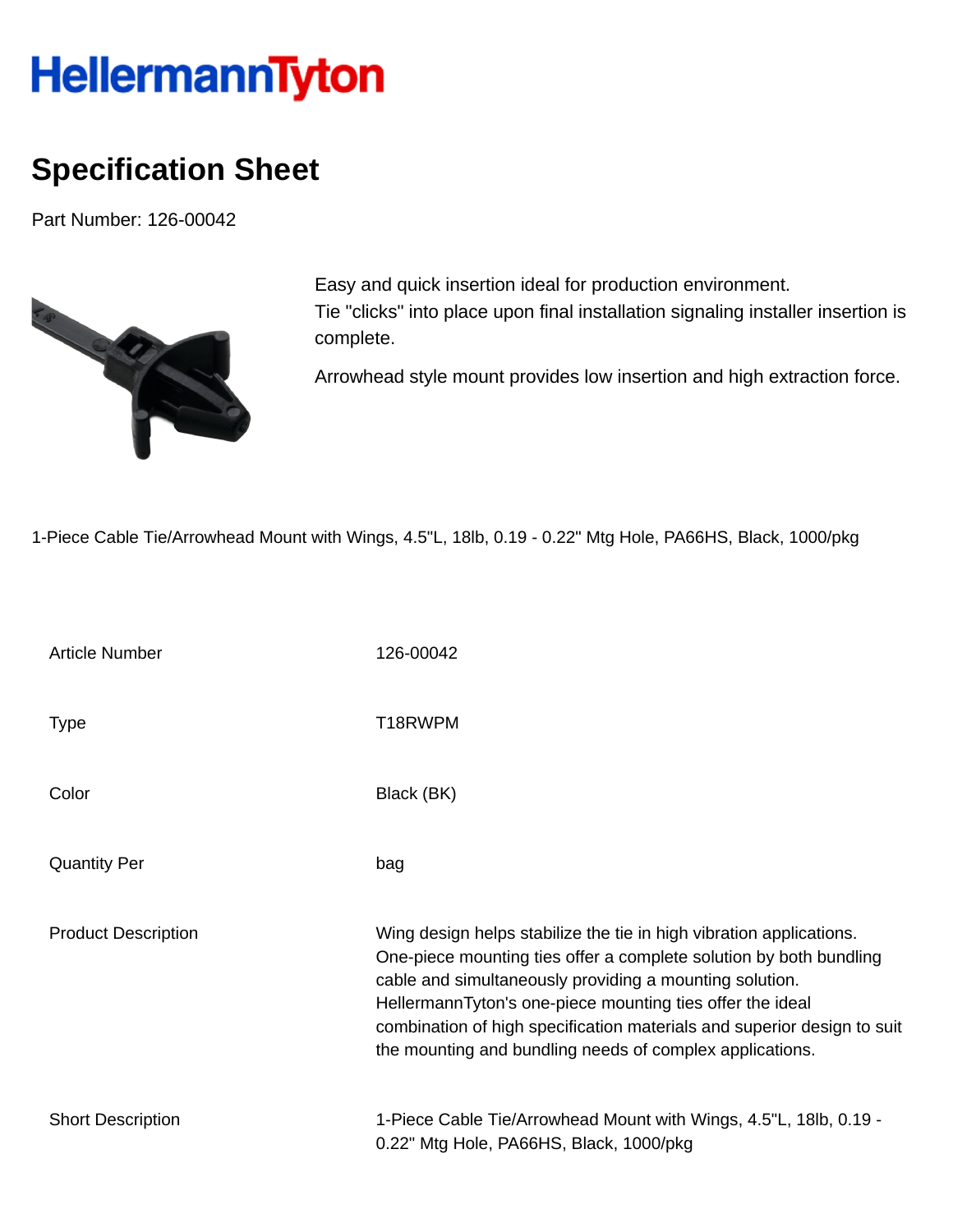HellermannTyton

# Specification Sheet

Part Number: 126-00042

Easy and quick insertion ideal for production environment.
Tie "clicks" into place upon final installation signaling installer insertion is complete.

Arrowhead style mount provides low insertion and high extraction force.

1-Piece Cable Tie/Arrowhead Mount with Wings, 4.5"L, 18lb, 0.19 - 0.22" Mtg Hole, PA66HS, Black, 1000/pkg

| | |
|---|---|
| Article Number | 126-00042 |
| Type | T18RWPM |
| Color | Black (BK) |
| Quantity Per | bag |
| Product Description | Wing design helps stabilize the tie in high vibration applications. One-piece mounting ties offer a complete solution by both bundling cable and simultaneously providing a mounting solution. HellermannTyton's one-piece mounting ties offer the ideal combination of high specification materials and superior design to suit the mounting and bundling needs of complex applications. |
| Short Description | 1-Piece Cable Tie/Arrowhead Mount with Wings, 4.5"L, 18lb, 0.19 - 0.22" Mtg Hole, PA66HS, Black, 1000/pkg |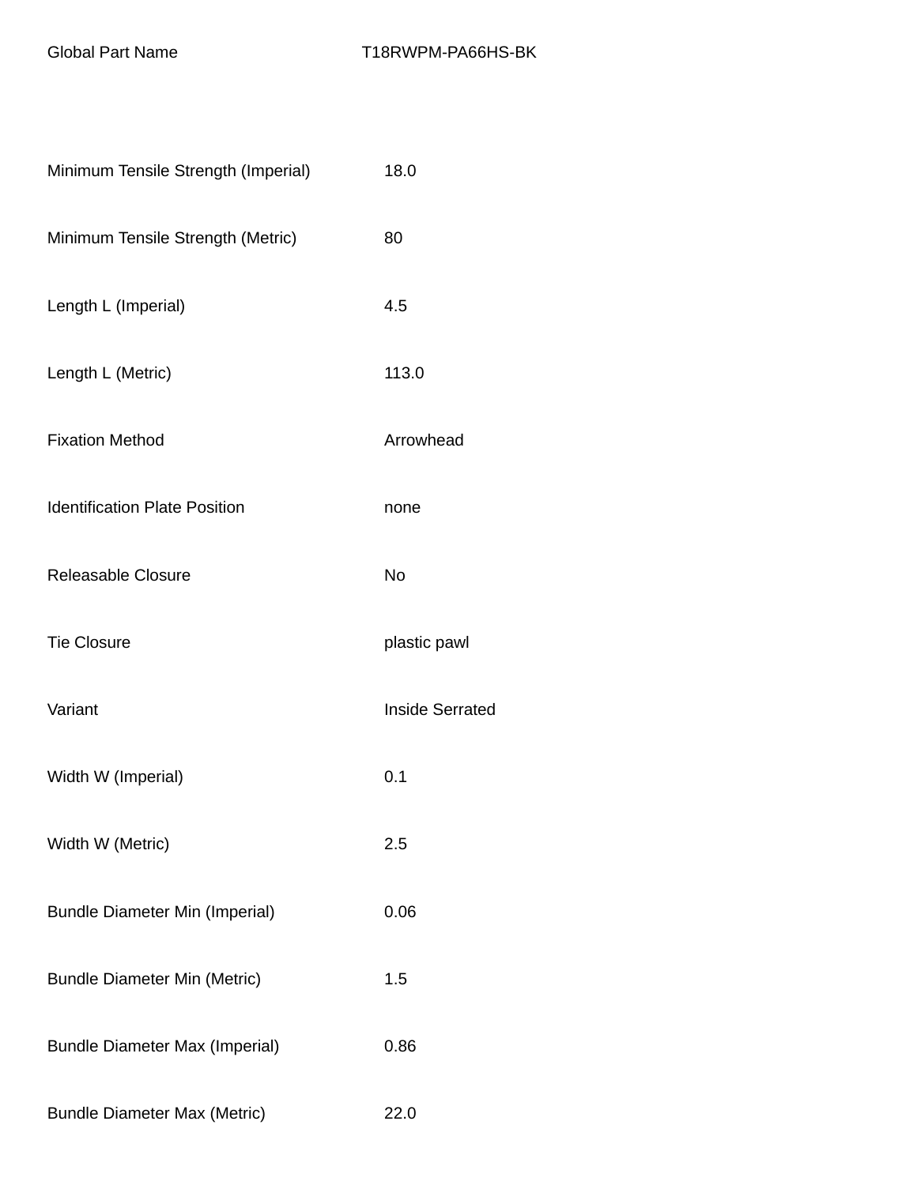| Global Part Name | T18RWPM-PA66HS-BK |
| --- | --- |
| Minimum Tensile Strength (Imperial) | 18.0 |
| Minimum Tensile Strength (Metric) | 80 |
| Length L (Imperial) | 4.5 |
| Length L (Metric) | 113.0 |
| Fixation Method | Arrowhead |
| Identification Plate Position | none |
| Releasable Closure | No |
| Tie Closure | plastic pawl |
| Variant | Inside Serrated |
| Width W (Imperial) | 0.1 |
| Width W (Metric) | 2.5 |
| Bundle Diameter Min (Imperial) | 0.06 |
| Bundle Diameter Min (Metric) | 1.5 |
| Bundle Diameter Max (Imperial) | 0.86 |
| Bundle Diameter Max (Metric) | 22.0 |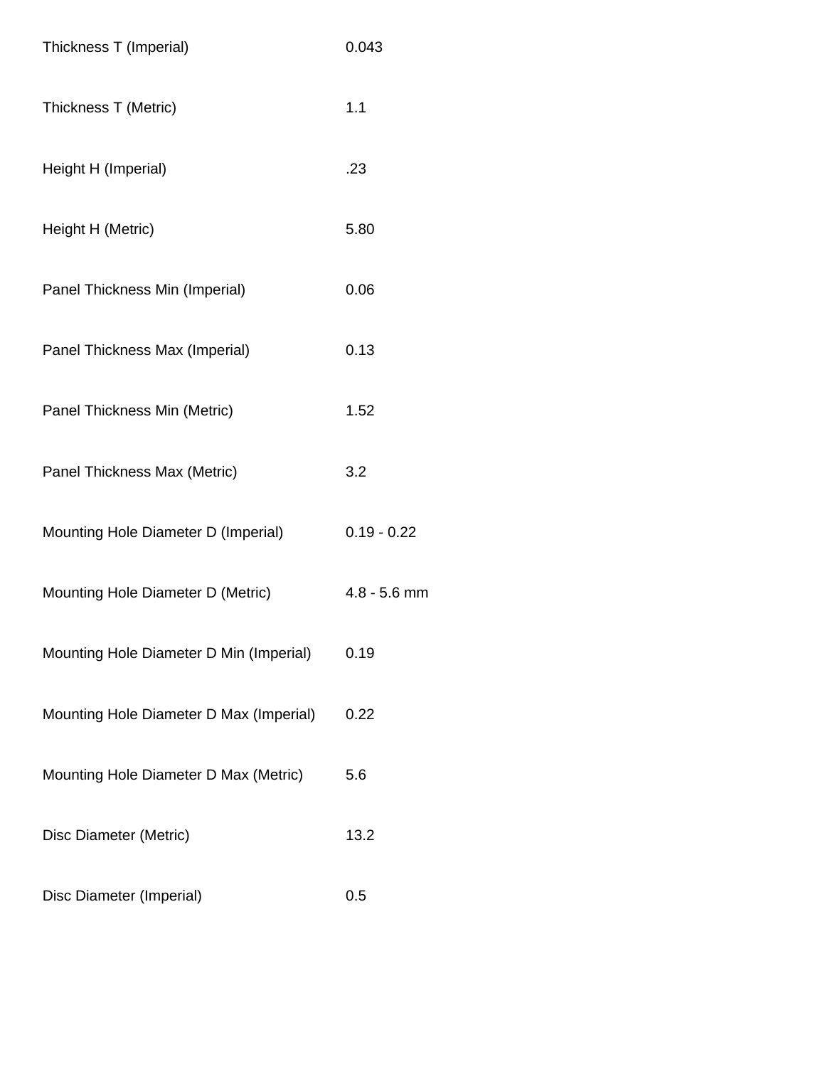| | |
|---|---|
| Thickness T (Imperial) | 0.043 |
| Thickness T (Metric) | 1.1 |
| Height H (Imperial) | .23 |
| Height H (Metric) | 5.80 |
| Panel Thickness Min (Imperial) | 0.06 |
| Panel Thickness Max (Imperial) | 0.13 |
| Panel Thickness Min (Metric) | 1.52 |
| Panel Thickness Max (Metric) | 3.2 |
| Mounting Hole Diameter D (Imperial) | 0.19 - 0.22 |
| Mounting Hole Diameter D (Metric) | 4.8 - 5.6 mm |
| Mounting Hole Diameter D Min (Imperial) | 0.19 |
| Mounting Hole Diameter D Max (Imperial) | 0.22 |
| Mounting Hole Diameter D Max (Metric) | 5.6 |
| Disc Diameter (Metric) | 13.2 |
| Disc Diameter (Imperial) | 0.5 |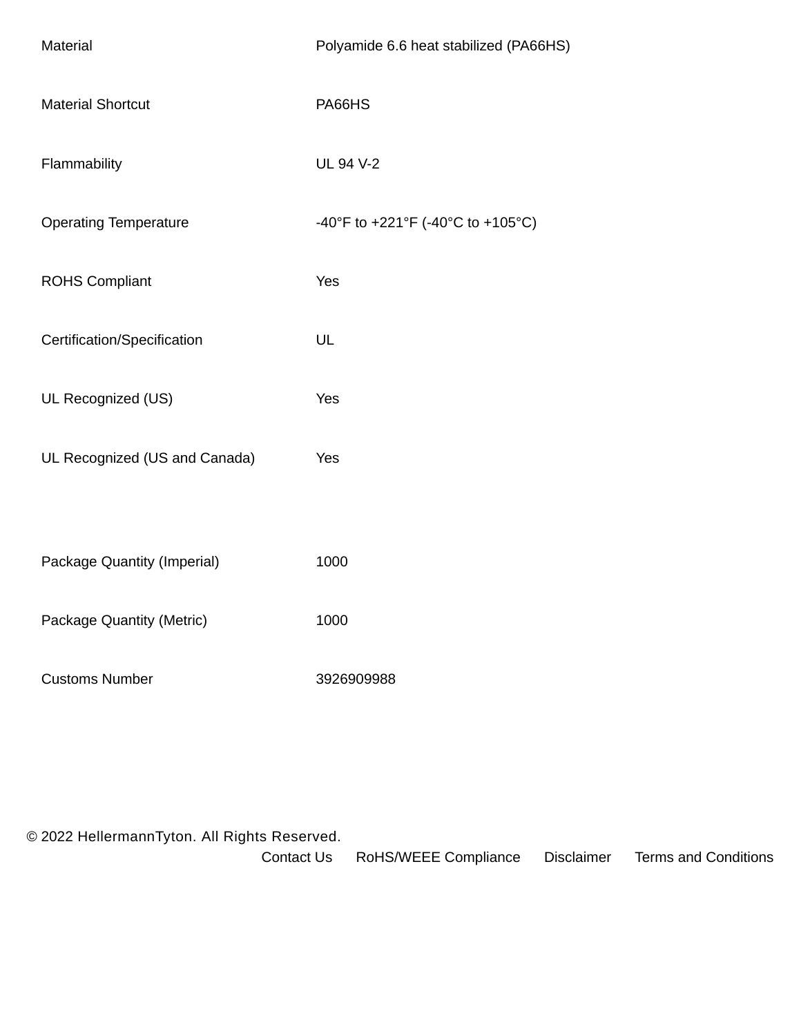| | |
|---|---|
| Material | Polyamide 6.6 heat stabilized (PA66HS) |
| Material Shortcut | PA66HS |
| Flammability | UL 94 V-2 |
| Operating Temperature | -40°F to +221°F (-40°C to +105°C) |
| ROHS Compliant | Yes |
| Certification/Specification | UL |
| UL Recognized (US) | Yes |
| UL Recognized (US and Canada) | Yes |

| | |
|---|---|
| Package Quantity (Imperial) | 1000 |
| Package Quantity (Metric) | 1000 |
| Customs Number | 3926909988 |

© 2022 HellermannTyton. All Rights Reserved.

Contact Us RoHS/WEEE Compliance Disclaimer Terms and Conditions